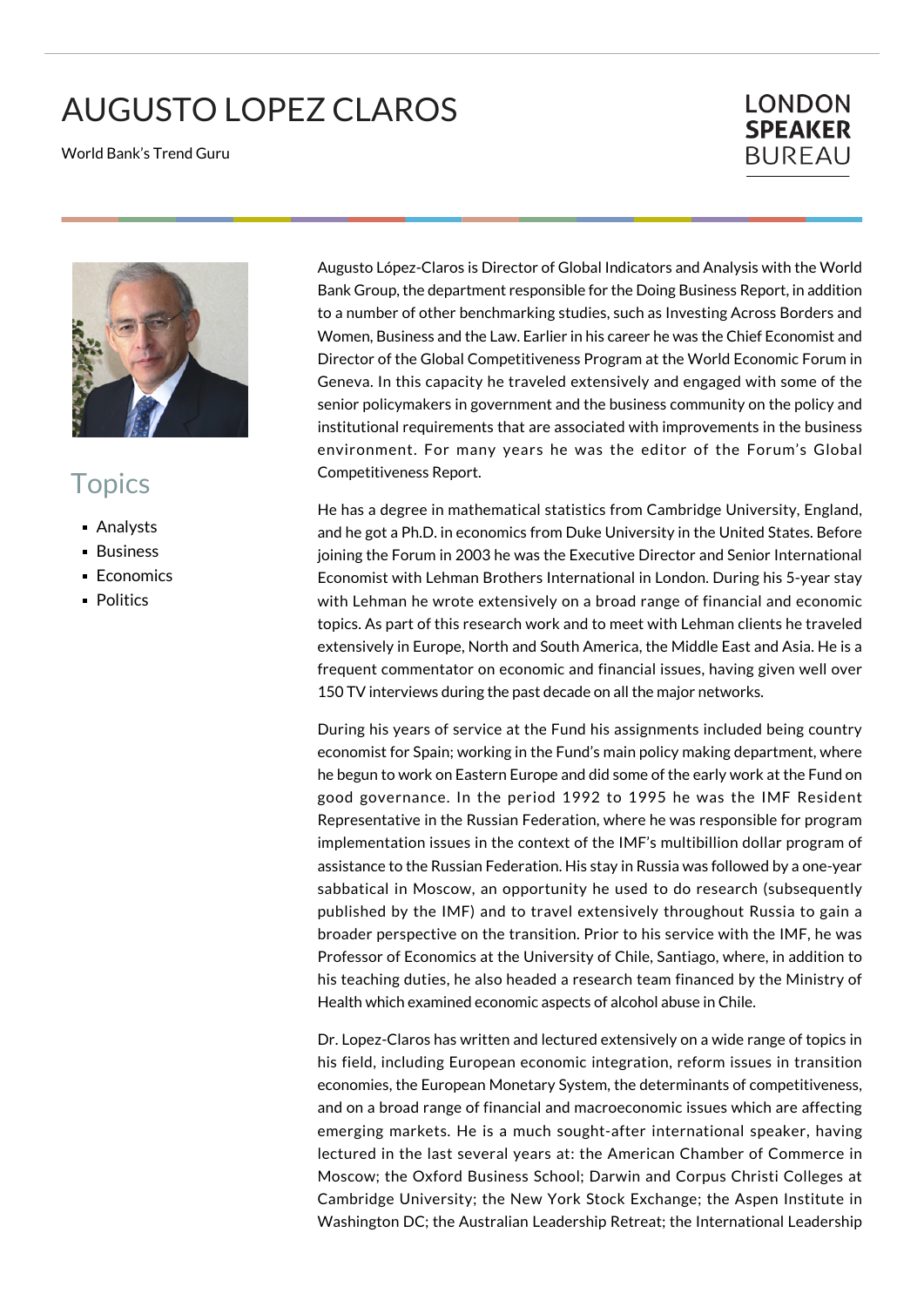# AUGUSTO LOPEZ CLAROS

World Bank's Trend Guru

LONDON **SPEAKER** BUREAU

## Topics

- Analysts
- Business
- Economics
- Politics

Augusto López-Claros is Director of Global Indicators and Analysis with the World Bank Group, the department responsible for the Doing Business Report, in addition to a number of other benchmarking studies, such as Investing Across Borders and Women, Business and the Law. Earlier in his career he was the Chief Economist and Director of the Global Competitiveness Program at the World Economic Forum in Geneva. In this capacity he traveled extensively and engaged with some of the senior policymakers in government and the business community on the policy and institutional requirements that are associated with improvements in the business environment. For many years he was the editor of the Forum's Global Competitiveness Report.

He has a degree in mathematical statistics from Cambridge University, England, and he got a Ph.D. in economics from Duke University in the United States. Before joining the Forum in 2003 he was the Executive Director and Senior International Economist with Lehman Brothers International in London. During his 5-year stay with Lehman he wrote extensively on a broad range of financial and economic topics. As part of this research work and to meet with Lehman clients he traveled extensively in Europe, North and South America, the Middle East and Asia. He is a frequent commentator on economic and financial issues, having given well over 150 TV interviews during the past decade on all the major networks.

During his years of service at the Fund his assignments included being country economist for Spain; working in the Fund's main policy making department, where he begun to work on Eastern Europe and did some of the early work at the Fund on good governance. In the period 1992 to 1995 he was the IMF Resident Representative in the Russian Federation, where he was responsible for program implementation issues in the context of the IMF's multibillion dollar program of assistance to the Russian Federation. His stay in Russia was followed by a one-year sabbatical in Moscow, an opportunity he used to do research (subsequently published by the IMF) and to travel extensively throughout Russia to gain a broader perspective on the transition. Prior to his service with the IMF, he was Professor of Economics at the University of Chile, Santiago, where, in addition to his teaching duties, he also headed a research team financed by the Ministry of Health which examined economic aspects of alcohol abuse in Chile.

Dr. Lopez-Claros has written and lectured extensively on a wide range of topics in his field, including European economic integration, reform issues in transition economies, the European Monetary System, the determinants of competitiveness, and on a broad range of financial and macroeconomic issues which are affecting emerging markets. He is a much sought-after international speaker, having lectured in the last several years at: the American Chamber of Commerce in Moscow; the Oxford Business School; Darwin and Corpus Christi Colleges at Cambridge University; the New York Stock Exchange; the Aspen Institute in Washington DC; the Australian Leadership Retreat; the International Leadership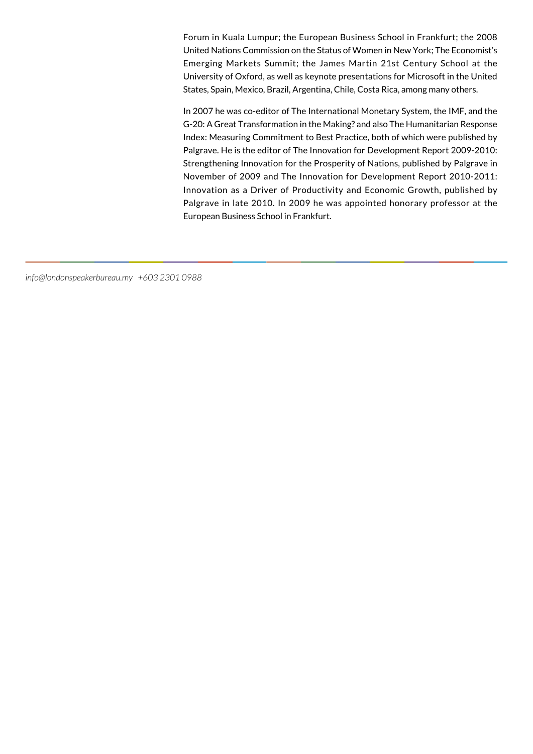Forum in Kuala Lumpur; the European Business School in Frankfurt; the 2008 United Nations Commission on the Status of Women in New York; The Economist's Emerging Markets Summit; the James Martin 21st Century School at the University of Oxford, as well as keynote presentations for Microsoft in the United States, Spain, Mexico, Brazil, Argentina, Chile, Costa Rica, among many others.

In 2007 he was co-editor of The International Monetary System, the IMF, and the G-20: A Great Transformation in the Making? and also The Humanitarian Response Index: Measuring Commitment to Best Practice, both of which were published by Palgrave. He is the editor of The Innovation for Development Report 2009-2010: Strengthening Innovation for the Prosperity of Nations, published by Palgrave in November of 2009 and The Innovation for Development Report 2010-2011: Innovation as a Driver of Productivity and Economic Growth, published by Palgrave in late 2010. In 2009 he was appointed honorary professor at the European Business School in Frankfurt.